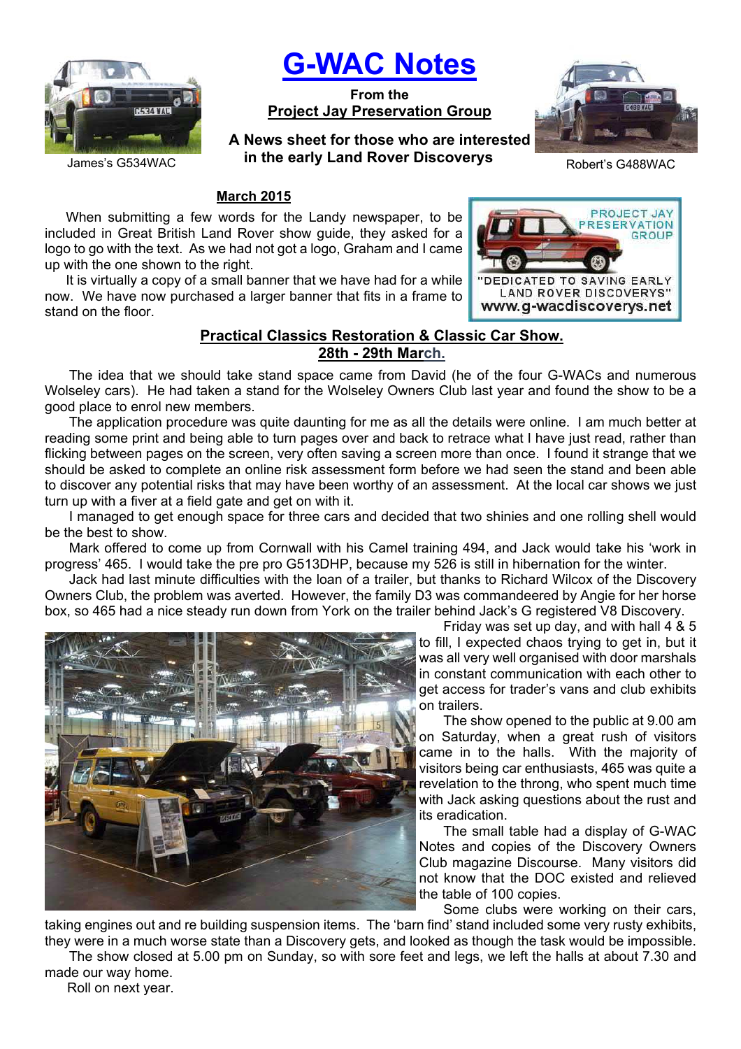# G-WAC Notes

**From the**
**Project Jay Preservation Group**

**A News sheet for those who are interested in the early Land Rover Discoverys**

James's G534WAC

Robert's G488WAC

**March 2015**

When submitting a few words for the Landy newspaper, to be included in Great British Land Rover show guide, they asked for a logo to go with the text. As we had not got a logo, Graham and I came up with the one shown to the right.

It is virtually a copy of a small banner that we have had for a while now. We have now purchased a larger banner that fits in a frame to stand on the floor.

PROJECT JAY PRESERVATION GROUP
"DEDICATED TO SAVING EARLY LAND ROVER DISCOVERYS"
www.g-wacdiscoverys.net

## Practical Classics Restoration & Classic Car Show. 28th - 29th March.

The idea that we should take stand space came from David (he of the four G-WACs and numerous Wolseley cars). He had taken a stand for the Wolseley Owners Club last year and found the show to be a good place to enrol new members.

The application procedure was quite daunting for me as all the details were online. I am much better at reading some print and being able to turn pages over and back to retrace what I have just read, rather than flicking between pages on the screen, very often saving a screen more than once. I found it strange that we should be asked to complete an online risk assessment form before we had seen the stand and been able to discover any potential risks that may have been worthy of an assessment. At the local car shows we just turn up with a fiver at a field gate and get on with it.

I managed to get enough space for three cars and decided that two shinies and one rolling shell would be the best to show.

Mark offered to come up from Cornwall with his Camel training 494, and Jack would take his 'work in progress' 465. I would take the pre pro G513DHP, because my 526 is still in hibernation for the winter.

Jack had last minute difficulties with the loan of a trailer, but thanks to Richard Wilcox of the Discovery Owners Club, the problem was averted. However, the family D3 was commandeered by Angie for her horse box, so 465 had a nice steady run down from York on the trailer behind Jack's G registered V8 Discovery.

Friday was set up day, and with hall 4 & 5 to fill, I expected chaos trying to get in, but it was all very well organised with door marshals in constant communication with each other to get access for trader's vans and club exhibits on trailers.

The show opened to the public at 9.00 am on Saturday, when a great rush of visitors came in to the halls. With the majority of visitors being car enthusiasts, 465 was quite a revelation to the throng, who spent much time with Jack asking questions about the rust and its eradication.

The small table had a display of G-WAC Notes and copies of the Discovery Owners Club magazine Discourse. Many visitors did not know that the DOC existed and relieved the table of 100 copies.

Some clubs were working on their cars, taking engines out and re building suspension items. The 'barn find' stand included some very rusty exhibits, they were in a much worse state than a Discovery gets, and looked as though the task would be impossible.

The show closed at 5.00 pm on Sunday, so with sore feet and legs, we left the halls at about 7.30 and made our way home.

Roll on next year.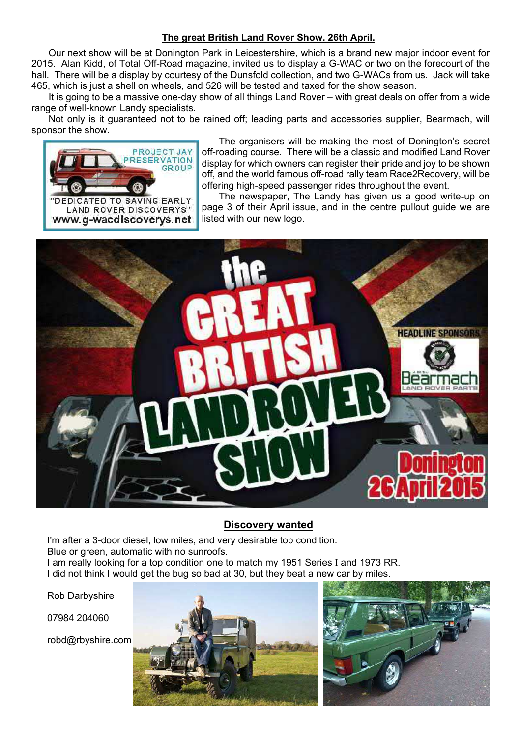## The great British Land Rover Show. 26th April.

Our next show will be at Donington Park in Leicestershire, which is a brand new major indoor event for 2015. Alan Kidd, of Total Off-Road magazine, invited us to display a G-WAC or two on the forecourt of the hall. There will be a display by courtesy of the Dunsfold collection, and two G-WACs from us. Jack will take 465, which is just a shell on wheels, and 526 will be tested and taxed for the show season.

It is going to be a massive one-day show of all things Land Rover – with great deals on offer from a wide range of well-known Landy specialists.

Not only is it guaranteed not to be rained off; leading parts and accessories supplier, Bearmach, will sponsor the show.

The organisers will be making the most of Donington's secret off-roading course. There will be a classic and modified Land Rover display for which owners can register their pride and joy to be shown off, and the world famous off-road rally team Race2Recovery, will be offering high-speed passenger rides throughout the event.

The newspaper, The Landy has given us a good write-up on page 3 of their April issue, and in the centre pullout guide we are listed with our new logo.

## Discovery wanted

I'm after a 3-door diesel, low miles, and very desirable top condition.
Blue or green, automatic with no sunroofs.
I am really looking for a top condition one to match my 1951 Series I and 1973 RR.
I did not think I would get the bug so bad at 30, but they beat a new car by miles.

Rob Darbyshire

07984 204060

robd@rbyshire.com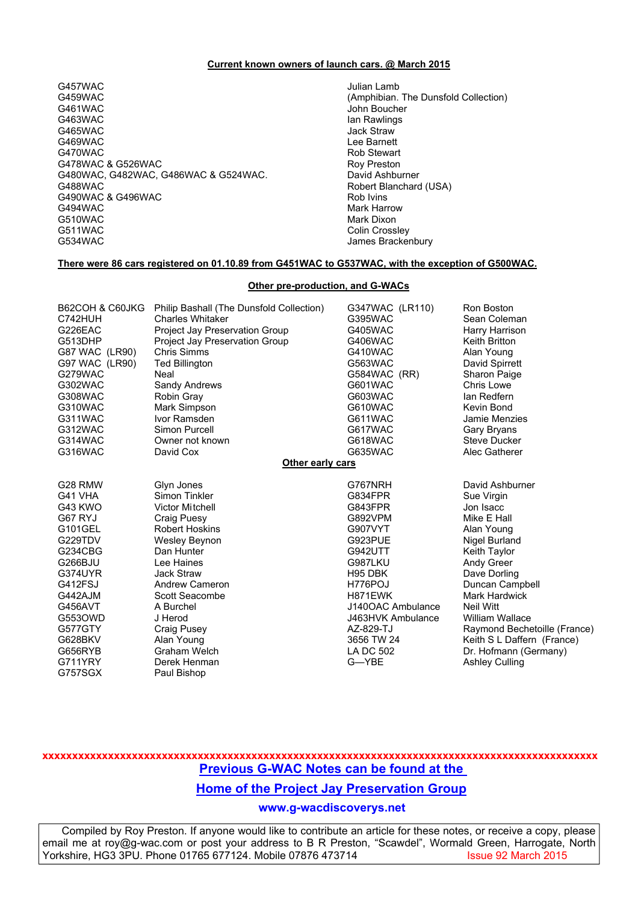**Current known owners of launch cars. @ March 2015**

| | |
|---|---|
| G457WAC | Julian Lamb |
| G459WAC | (Amphibian. The Dunsfold Collection) |
| G461WAC | John Boucher |
| G463WAC | Ian Rawlings |
| G465WAC | Jack Straw |
| G469WAC | Lee Barnett |
| G470WAC | Rob Stewart |
| G478WAC & G526WAC | Roy Preston |
| G480WAC, G482WAC, G486WAC & G524WAC. | David Ashburner |
| G488WAC | Robert Blanchard (USA) |
| G490WAC & G496WAC | Rob Ivins |
| G494WAC | Mark Harrow |
| G510WAC | Mark Dixon |
| G511WAC | Colin Crossley |
| G534WAC | James Brackenbury |

**There were 86 cars registered on 01.10.89 from G451WAC to G537WAC, with the exception of G500WAC.**

**Other pre-production, and G-WACs**

| | | | |
|---|---|---|---|
| B62COH & C60JKG | Philip Bashall (The Dunsfold Collection) | G347WAC (LR110) | Ron Boston |
| C742HUH | Charles Whitaker | G395WAC | Sean Coleman |
| G226EAC | Project Jay Preservation Group | G405WAC | Harry Harrison |
| G513DHP | Project Jay Preservation Group | G406WAC | Keith Britton |
| G87 WAC (LR90) | Chris Simms | G410WAC | Alan Young |
| G97 WAC (LR90) | Ted Billington | G563WAC | David Spirrett |
| G279WAC | Neal | G584WAC (RR) | Sharon Paige |
| G302WAC | Sandy Andrews | G601WAC | Chris Lowe |
| G308WAC | Robin Gray | G603WAC | Ian Redfern |
| G310WAC | Mark Simpson | G610WAC | Kevin Bond |
| G311WAC | Ivor Ramsden | G611WAC | Jamie Menzies |
| G312WAC | Simon Purcell | G617WAC | Gary Bryans |
| G314WAC | Owner not known | G618WAC | Steve Ducker |
| G316WAC | David Cox | G635WAC | Alec Gatherer |

**Other early cars**

| | | | |
|---|---|---|---|
| G28 RMW | Glyn Jones | G767NRH | David Ashburner |
| G41 VHA | Simon Tinkler | G834FPR | Sue Virgin |
| G43 KWO | Victor Mitchell | G843FPR | Jon Isacc |
| G67 RYJ | Craig Puesy | G892VPM | Mike E Hall |
| G101GEL | Robert Hoskins | G907VYT | Alan Young |
| G229TDV | Wesley Beynon | G923PUE | Nigel Burland |
| G234CBG | Dan Hunter | G942UTT | Keith Taylor |
| G266BJU | Lee Haines | G987LKU | Andy Greer |
| G374UYR | Jack Straw | H95 DBK | Dave Dorling |
| G412FSJ | Andrew Cameron | H776POJ | Duncan Campbell |
| G442AJM | Scott Seacombe | H871EWK | Mark Hardwick |
| G456AVT | A Burchel | J140OAC Ambulance | Neil Witt |
| G553OWD | J Herod | J463HVK Ambulance | William Wallace |
| G577GTY | Craig Pusey | AZ-829-TJ | Raymond Bechetoille (France) |
| G628BKV | Alan Young | 3656 TW 24 | Keith S L Daffern (France) |
| G656RYB | Graham Welch | LA DC 502 | Dr. Hofmann (Germany) |
| G711YRY | Derek Henman | G—YBE | Ashley Culling |
| G757SGX | Paul Bishop | | |

xxxxxxxxxxxxxxxxxxxxxxxxxxxxxxxxxxxxxxxxxxxxxxxxxxxxxxxxxxxxxxxxxxxxxxxxxxxxxxxxxxxxxxxxxxxx

**Previous G-WAC Notes can be found at the**

**Home of the Project Jay Preservation Group**

**www.g-wacdiscoverys.net**

Compiled by Roy Preston. If anyone would like to contribute an article for these notes, or receive a copy, please email me at roy@g-wac.com or post your address to B R Preston, "Scawdel", Wormald Green, Harrogate, North Yorkshire, HG3 3PU. Phone 01765 677124. Mobile 07876 473714 Issue 92 March 2015